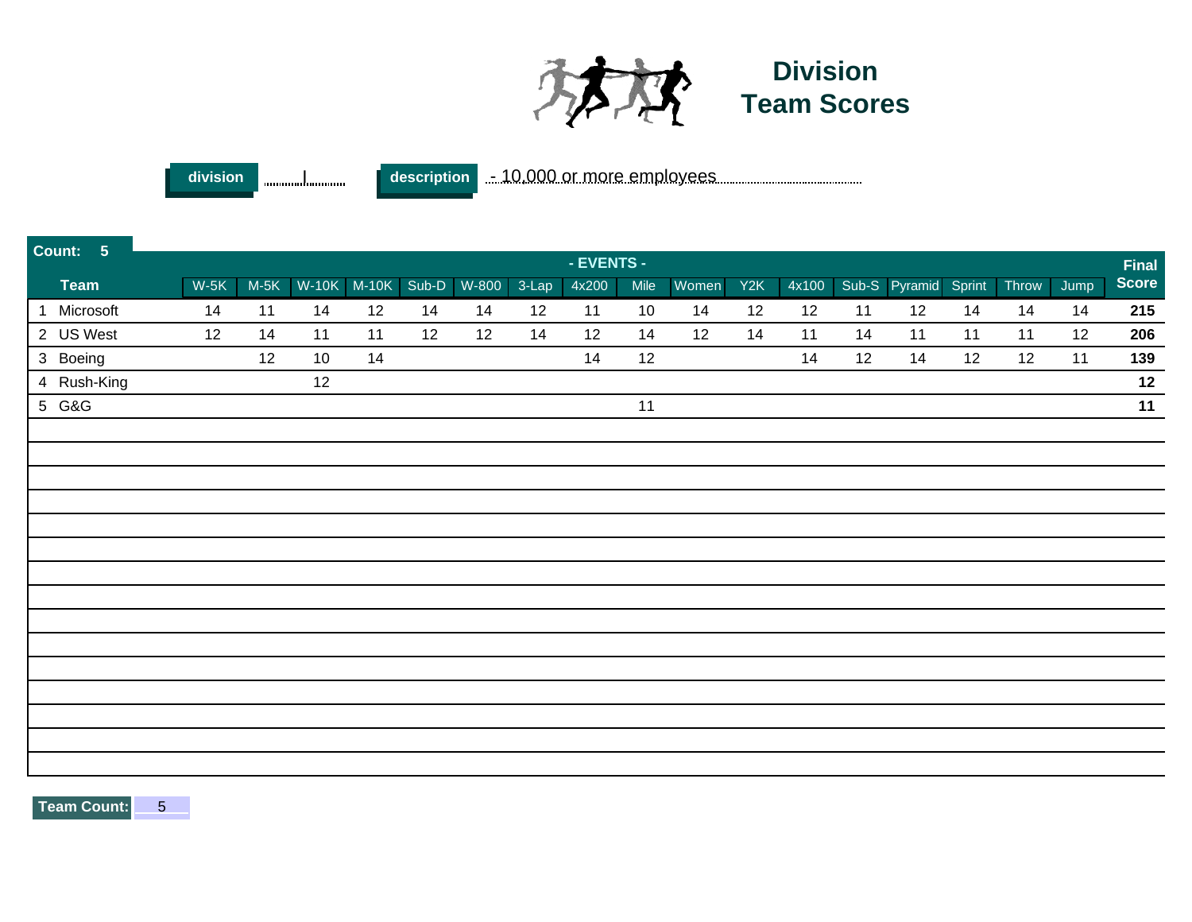# Division Team Scores

**division** I

**description** - 10,000 or more employees

**Count: 5**

| | Team | W-5K | M-5K | W-10K | M-10K | Sub-D | W-800 | 3-Lap | 4x200 | Mile | Women | Y2K | 4x100 | Sub-S | Pyramid | Sprint | Throw | Jump | Final Score |
|---|---|---|---|---|---|---|---|---|---|---|---|---|---|---|---|---|---|---|---|
| 1 | Microsoft | 14 | 11 | 14 | 12 | 14 | 14 | 12 | 11 | 10 | 14 | 12 | 12 | 11 | 12 | 14 | 14 | 14 | **215** |
| 2 | US West | 12 | 14 | 11 | 11 | 12 | 12 | 14 | 12 | 14 | 12 | 14 | 11 | 14 | 11 | 11 | 11 | 12 | **206** |
| 3 | Boeing | | 12 | 10 | 14 | | | | 14 | 12 | | | 14 | 12 | 14 | 12 | 12 | 11 | **139** |
| 4 | Rush-King | | | 12 | | | | | | | | | | | | | | | **12** |
| 5 | G&G | | | | | | | | | 11 | | | | | | | | | **11** |

**Team Count:** 5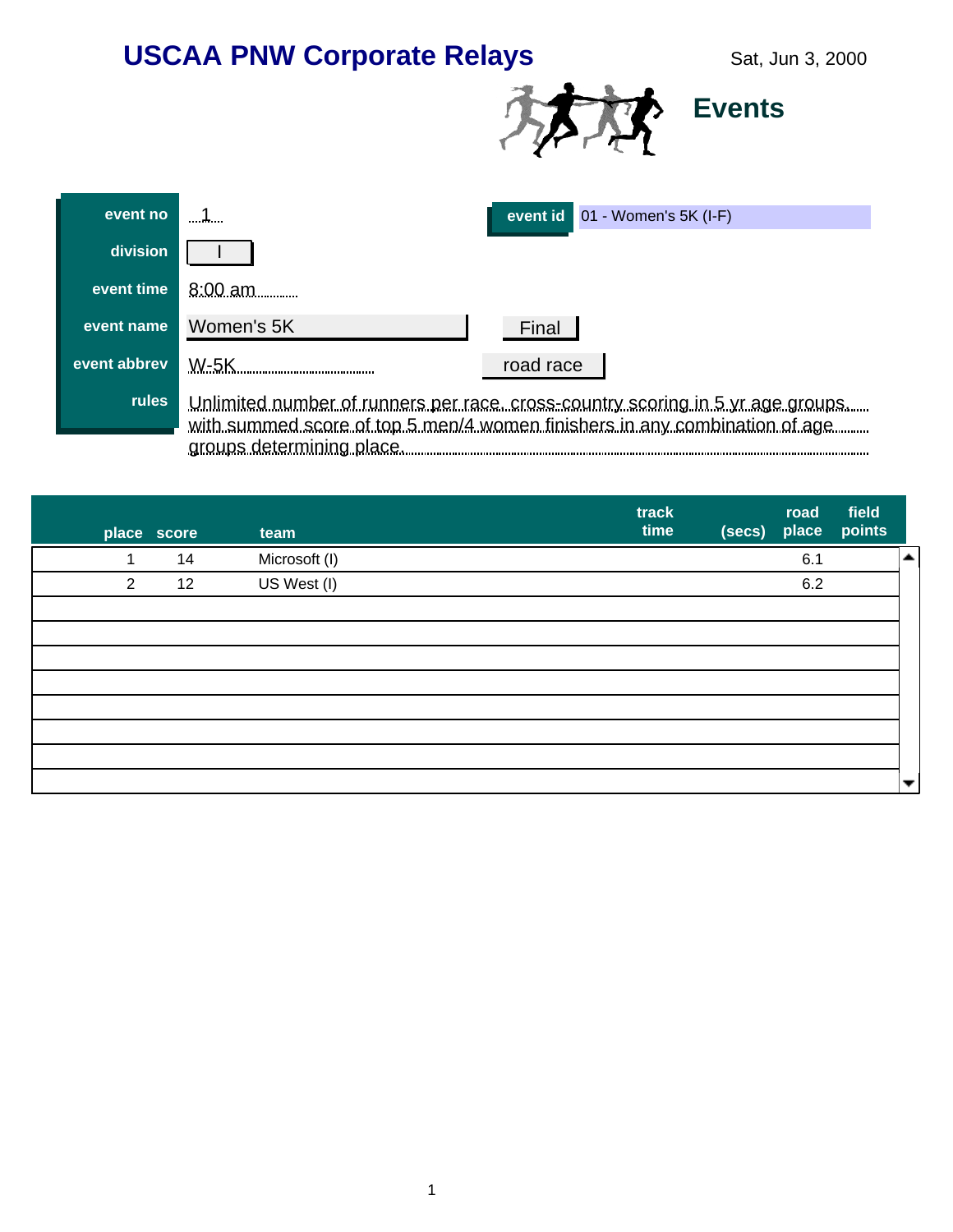# USCAA PNW Corporate Relays

Sat, Jun 3, 2000

## Events

**event no** 1

**event id** 01 - Women's 5K (I-F)

**division** I

**event time** 8:00 am

**event name** Women's 5K    Final

**event abbrev** W-5K    road race

**rules** Unlimited number of runners per race, cross-country scoring in 5 yr age groups, with summed score of top 5 men/4 women finishers in any combination of age groups determining place.

| place | score | team | track time | (secs) | road place | field points |
|---|---|---|---|---|---|---|
| 1 | 14 | Microsoft (I) | | | 6.1 | |
| 2 | 12 | US West (I) | | | 6.2 | |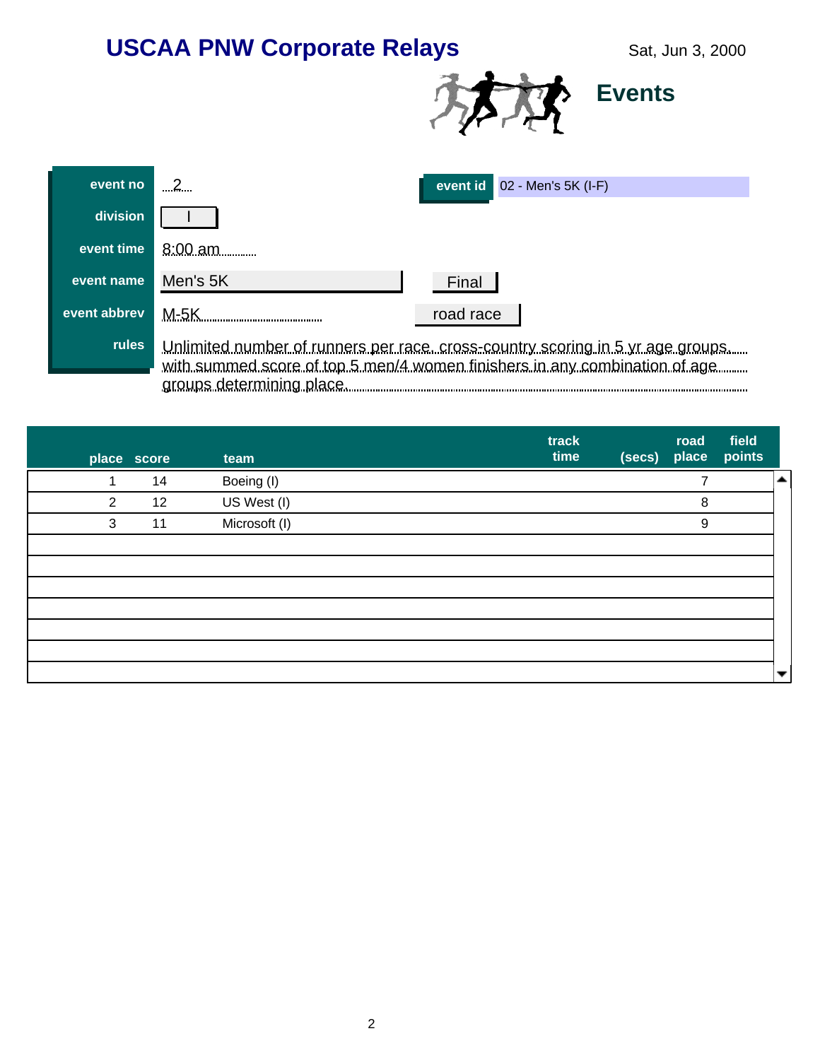# USCAA PNW Corporate Relays

Sat, Jun 3, 2000

## Events

**event no** 2

**event id** 02 - Men's 5K (I-F)

**division** I

**event time** 8:00 am

**event name** Men's 5K — Final

**event abbrev** M-5K — road race

**rules** Unlimited number of runners per race, cross-country scoring in 5 yr age groups with summed score of top 5 men/4 women finishers in any combination of age groups determining place.

| place | score | team | track time | (secs) | road place | field points |
|---|---|---|---|---|---|---|
| 1 | 14 | Boeing (I) | | | 7 | |
| 2 | 12 | US West (I) | | | 8 | |
| 3 | 11 | Microsoft (I) | | | 9 | |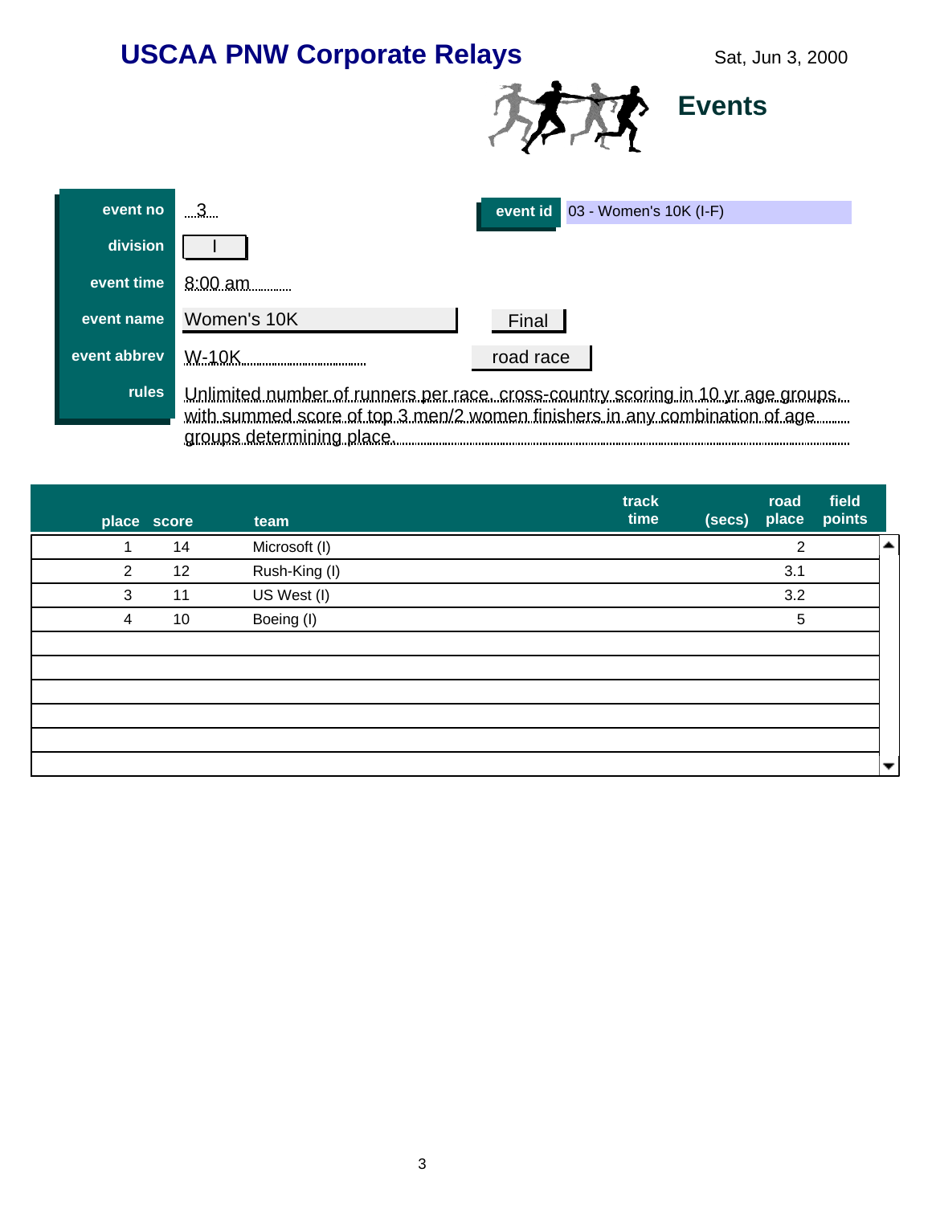# USCAA PNW Corporate Relays

Sat, Jun 3, 2000

## Events

**event no** 3

**event id** 03 - Women's 10K (I-F)

**division** I

**event time** 8:00 am

**event name** Women's 10K — Final

**event abbrev** W-10K — road race

**rules** Unlimited number of runners per race, cross-country scoring in 10 yr age groups with summed score of top 3 men/2 women finishers in any combination of age groups determining place.

| place | score | team | track time | (secs) | road place | field points |
|---|---|---|---|---|---|---|
| 1 | 14 | Microsoft (I) | | | 2 | |
| 2 | 12 | Rush-King (I) | | | 3.1 | |
| 3 | 11 | US West (I) | | | 3.2 | |
| 4 | 10 | Boeing (I) | | | 5 | |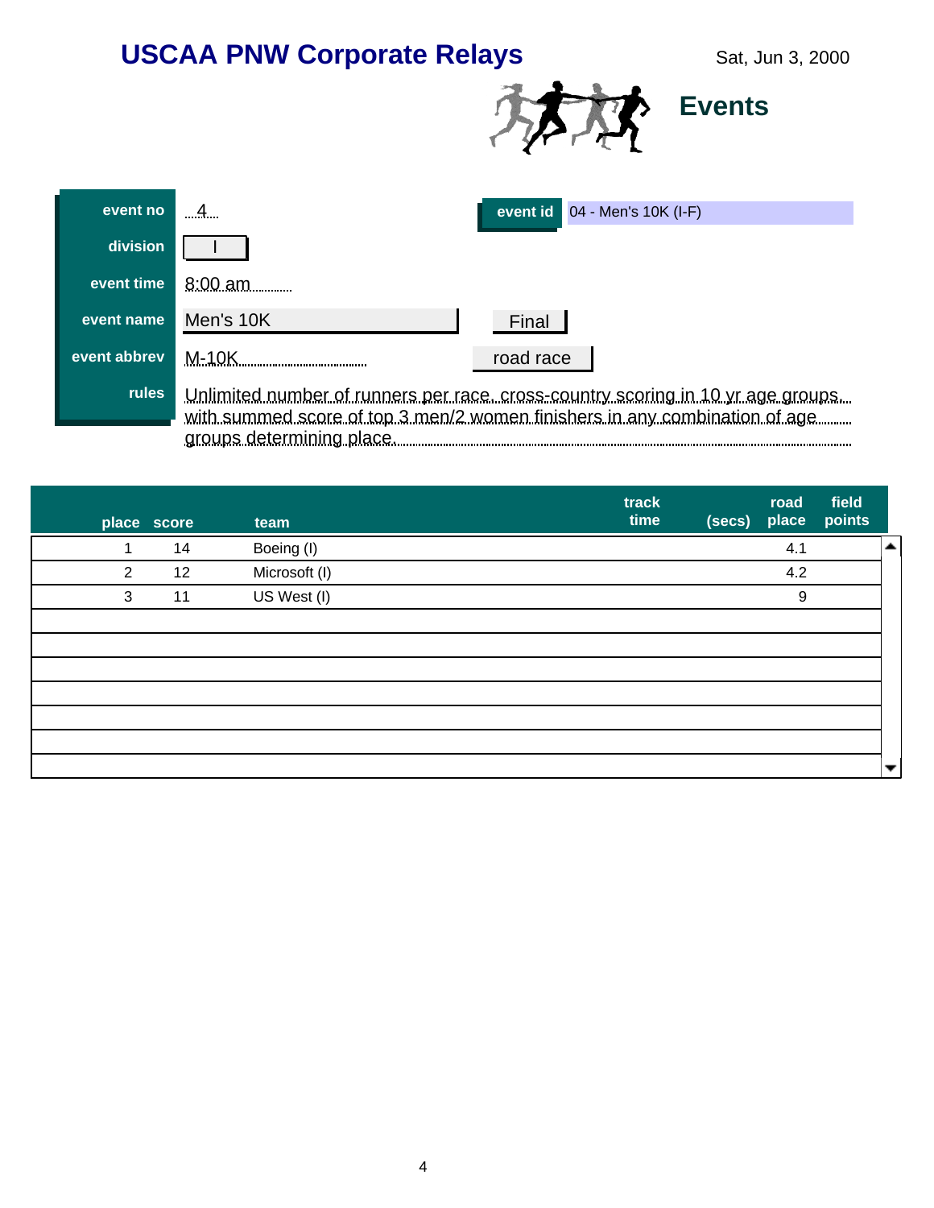# USCAA PNW Corporate Relays

Sat, Jun 3, 2000

## Events

**event no** 4

**event id** 04 - Men's 10K (I-F)

**division** I

**event time** 8:00 am

**event name** Men's 10K — Final

**event abbrev** M-10K — road race

**rules** Unlimited number of runners per race, cross-country scoring in 10 yr age groups, with summed score of top 3 men/2 women finishers in any combination of age groups determining place.

| place | score | team | track time | (secs) | road place | field points |
|---|---|---|---|---|---|---|
| 1 | 14 | Boeing (I) | | | 4.1 | |
| 2 | 12 | Microsoft (I) | | | 4.2 | |
| 3 | 11 | US West (I) | | | 9 | |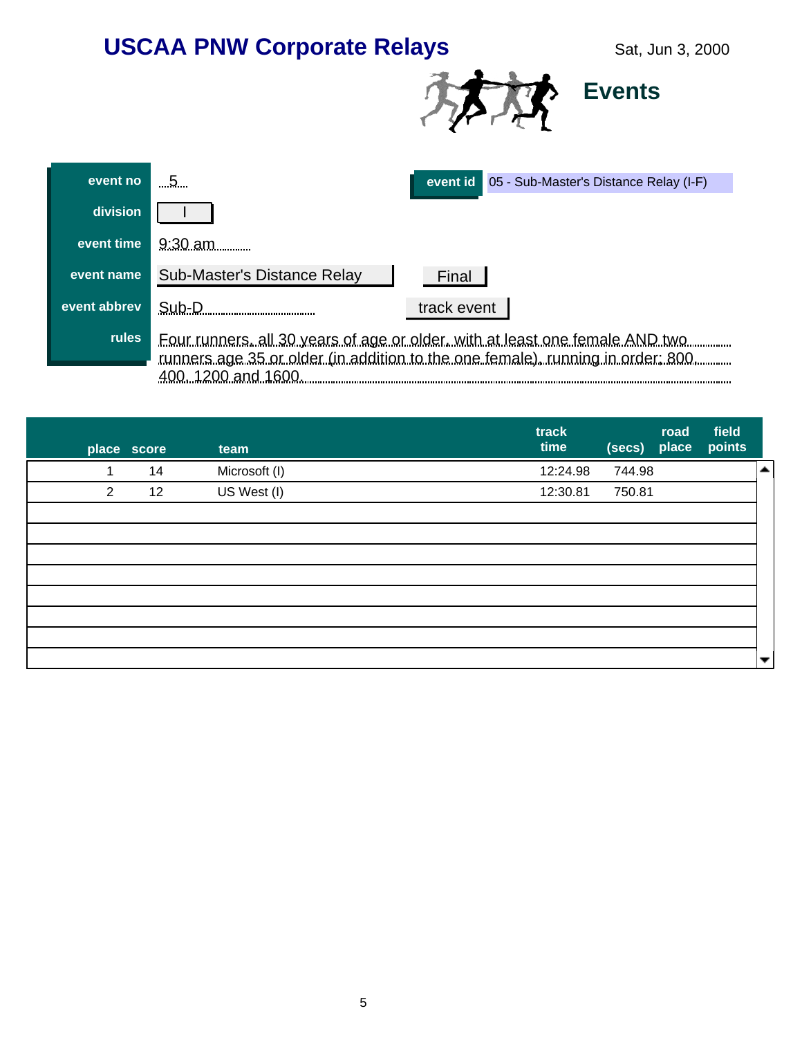# USCAA PNW Corporate Relays

Sat, Jun 3, 2000

## Events

| | |
|---|---|
| **event no** | 5 |
| **event id** | 05 - Sub-Master's Distance Relay (I-F) |
| **division** | I |
| **event time** | 9:30 am |
| **event name** | Sub-Master's Distance Relay |
| | Final |
| **event abbrev** | Sub-D |
| | track event |
| **rules** | Four runners, all 30 years of age or older, with at least one female AND two runners age 35 or older (in addition to the one female), running in order: 800, 400, 1200 and 1600. |

| place | score | team | track time | (secs) | road place | field points |
|---|---|---|---|---|---|---|
| 1 | 14 | Microsoft (I) | 12:24.98 | 744.98 | | |
| 2 | 12 | US West (I) | 12:30.81 | 750.81 | | |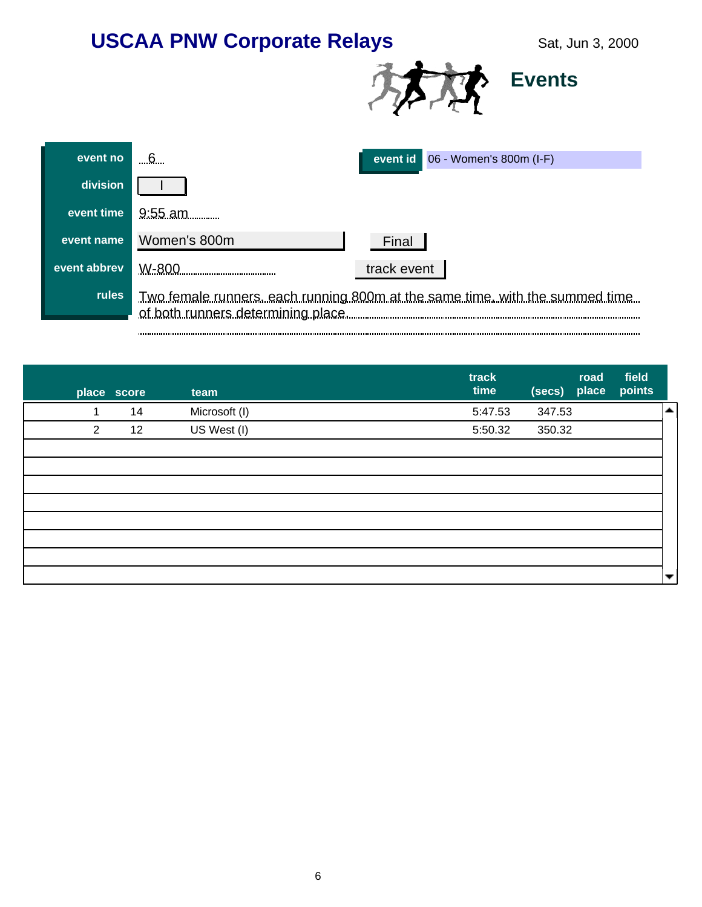# USCAA PNW Corporate Relays

Sat, Jun 3, 2000

## Events

**event no** 6

**event id** 06 - Women's 800m (I-F)

**division** I

**event time** 9:55 am

**event name** Women's 800m — Final

**event abbrev** W-800 — track event

**rules** Two female runners, each running 800m at the same time, with the summed time of both runners determining place

| place | score | team | track time | (secs) | road place | field points |
|---|---|---|---|---|---|---|
| 1 | 14 | Microsoft (I) | 5:47.53 | 347.53 | | |
| 2 | 12 | US West (I) | 5:50.32 | 350.32 | | |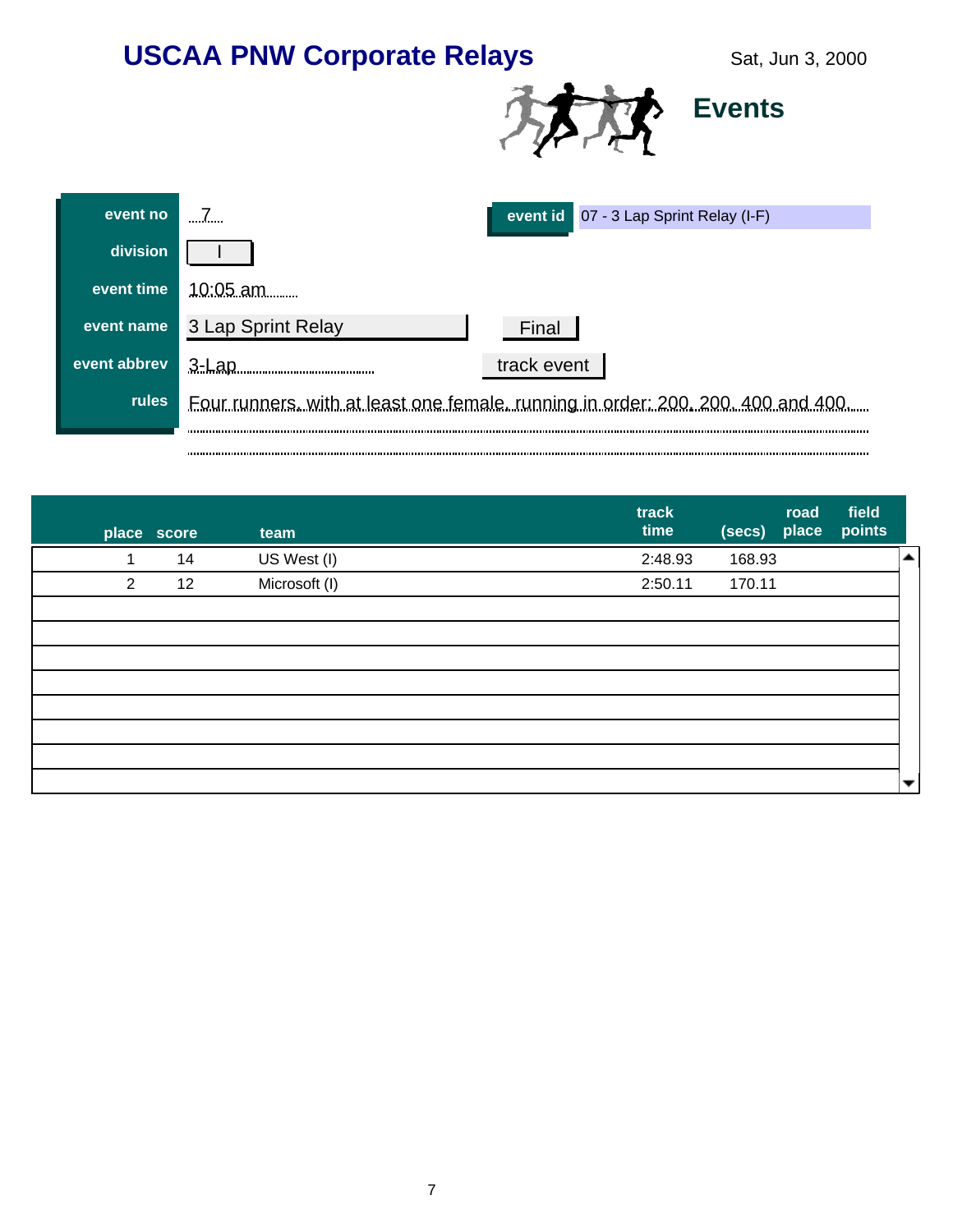# USCAA PNW Corporate Relays

Sat, Jun 3, 2000

## Events

**event no** 7

**event id** 07 - 3 Lap Sprint Relay (I-F)

**division** I

**event time** 10:05 am

**event name** 3 Lap Sprint Relay — Final

**event abbrev** 3-Lap — track event

**rules** Four runners, with at least one female, running in order: 200, 200, 400 and 400.

| place | score | team | track time | (secs) | road place | field points |
|---|---|---|---|---|---|---|
| 1 | 14 | US West (I) | 2:48.93 | 168.93 | | |
| 2 | 12 | Microsoft (I) | 2:50.11 | 170.11 | | |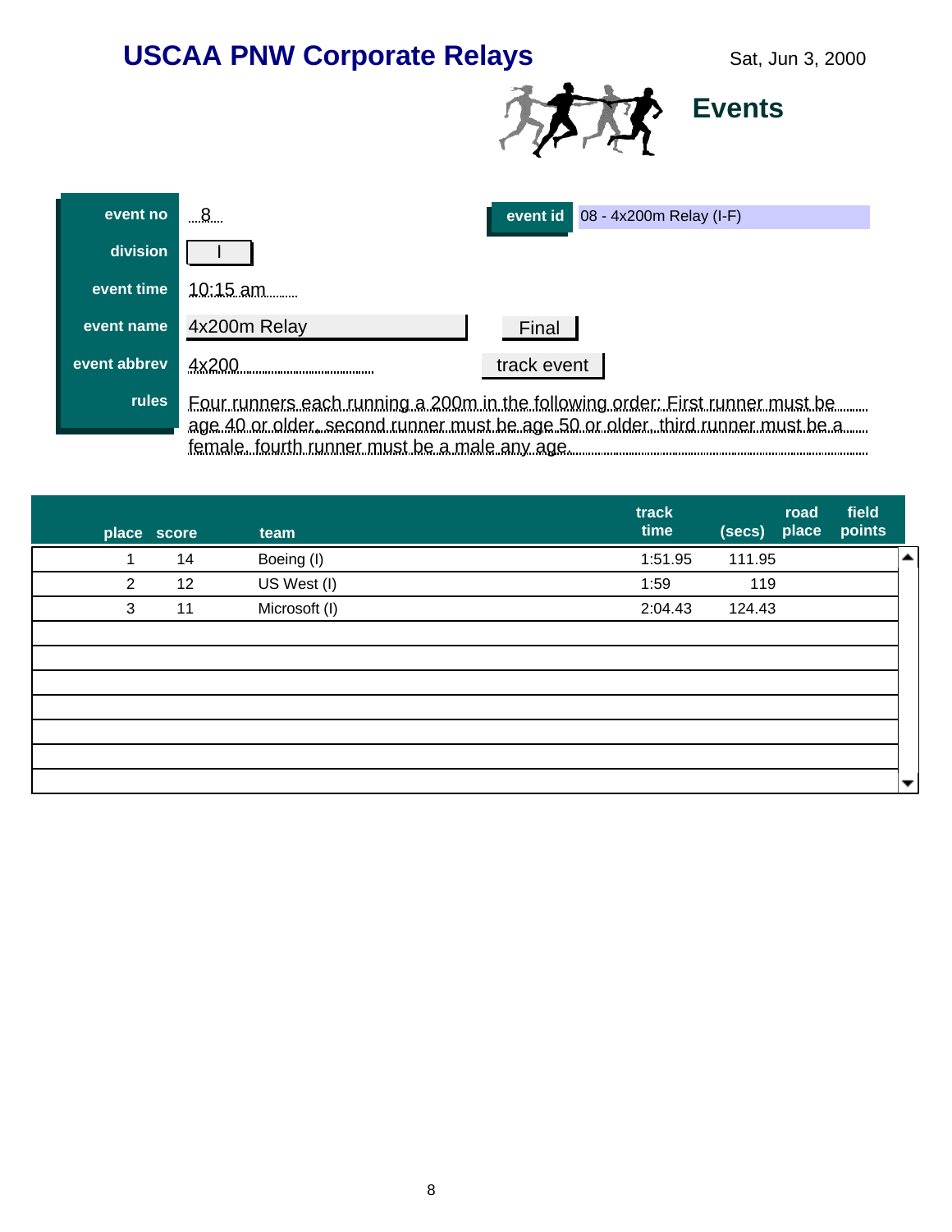# USCAA PNW Corporate Relays

Sat, Jun 3, 2000

## Events

**event no** 8

**event id** 08 - 4x200m Relay (I-F)

**division** I

**event time** 10:15 am

**event name** 4x200m Relay — Final

**event abbrev** 4x200 — track event

**rules** Four runners each running a 200m in the following order: First runner must be age 40 or older, second runner must be age 50 or older, third runner must be a female, fourth runner must be a male any age.

| place | score | team | track time | (secs) | road place | field points |
|---|---|---|---|---|---|---|
| 1 | 14 | Boeing (I) | 1:51.95 | 111.95 | | |
| 2 | 12 | US West (I) | 1:59 | 119 | | |
| 3 | 11 | Microsoft (I) | 2:04.43 | 124.43 | | |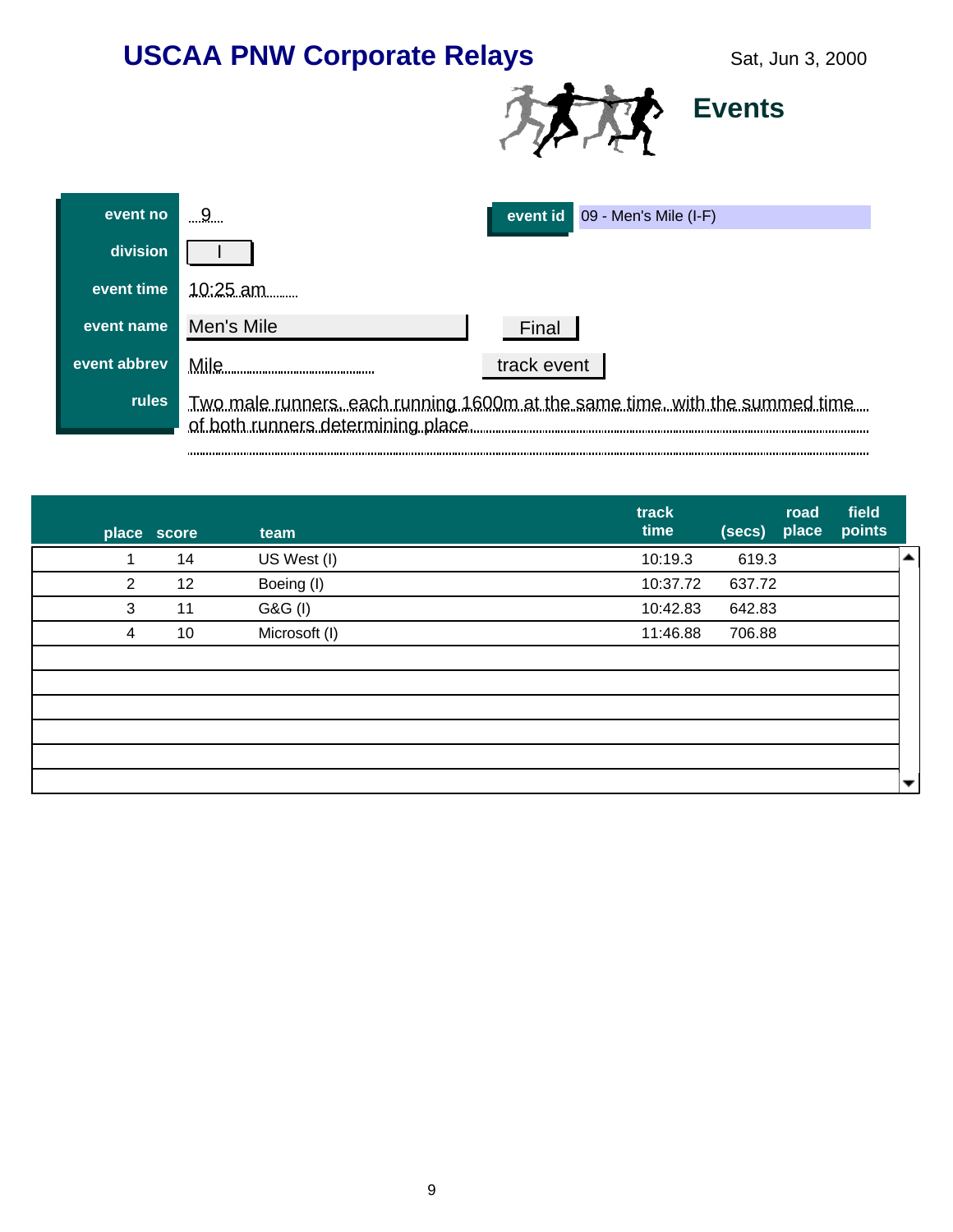# USCAA PNW Corporate Relays

Sat, Jun 3, 2000

## Events

**event no** 9

**event id** 09 - Men's Mile (I-F)

**division** I

**event time** 10:25 am

**event name** Men's Mile — Final

**event abbrev** Mile — track event

**rules** Two male runners, each running 1600m at the same time, with the summed time of both runners determining place

| place | score | team | track time | (secs) | road place | field points |
|---|---|---|---|---|---|---|
| 1 | 14 | US West (I) | 10:19.3 | 619.3 | | |
| 2 | 12 | Boeing (I) | 10:37.72 | 637.72 | | |
| 3 | 11 | G&G (I) | 10:42.83 | 642.83 | | |
| 4 | 10 | Microsoft (I) | 11:46.88 | 706.88 | | |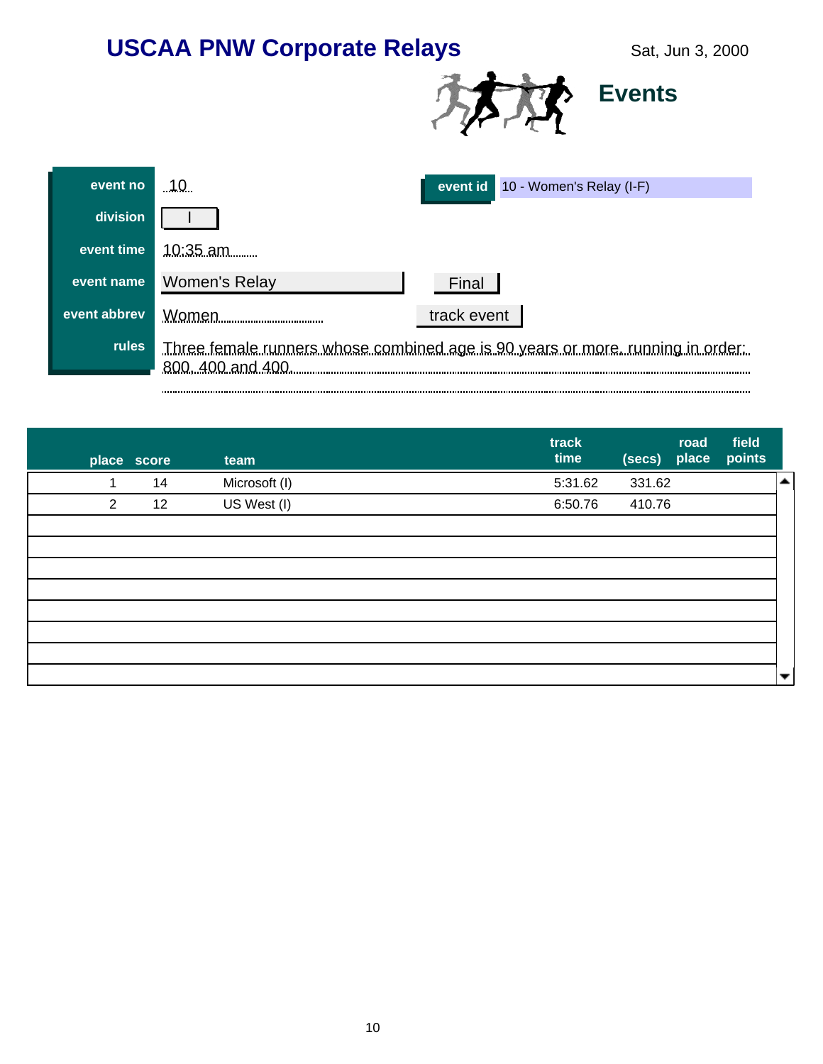# USCAA PNW Corporate Relays

Sat, Jun 3, 2000

## Events

**event no** 10

**event id** 10 - Women's Relay (I-F)

**division** I

**event time** 10:35 am

**event name** Women's Relay — Final

**event abbrev** Women — track event

**rules** Three female runners whose combined age is 90 years or more, running in order: 800, 400 and 400.

| place | score | team | track time | (secs) | road place | field points |
|---|---|---|---|---|---|---|
| 1 | 14 | Microsoft (I) | 5:31.62 | 331.62 | | |
| 2 | 12 | US West (I) | 6:50.76 | 410.76 | | |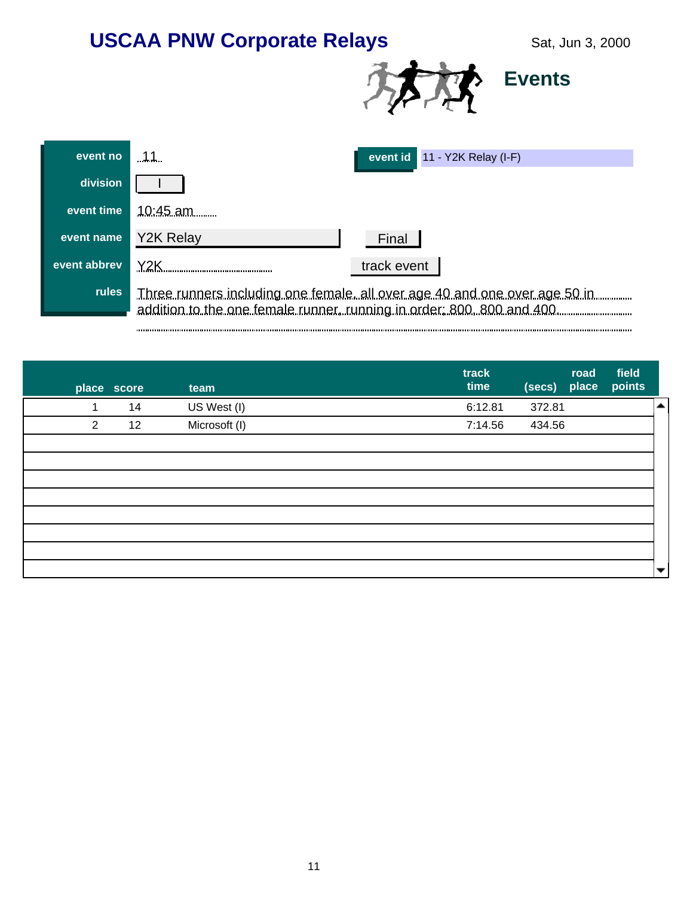# USCAA PNW Corporate Relays

Sat, Jun 3, 2000

## Events

| | |
|---|---|
| **event no** | 11 |
| **division** | I |
| **event time** | 10:45 am |
| **event name** | Y2K Relay |
| **event abbrev** | Y2K |
| **rules** | Three runners including one female, all over age 40 and one over age 50 in addition to the one female runner, running in order: 800, 800 and 400 |

**event id** 11 - Y2K Relay (I-F)

Final

track event

| place | score | team | track time | (secs) | road place | field points |
|---|---|---|---|---|---|---|
| 1 | 14 | US West (I) | 6:12.81 | 372.81 | | |
| 2 | 12 | Microsoft (I) | 7:14.56 | 434.56 | | |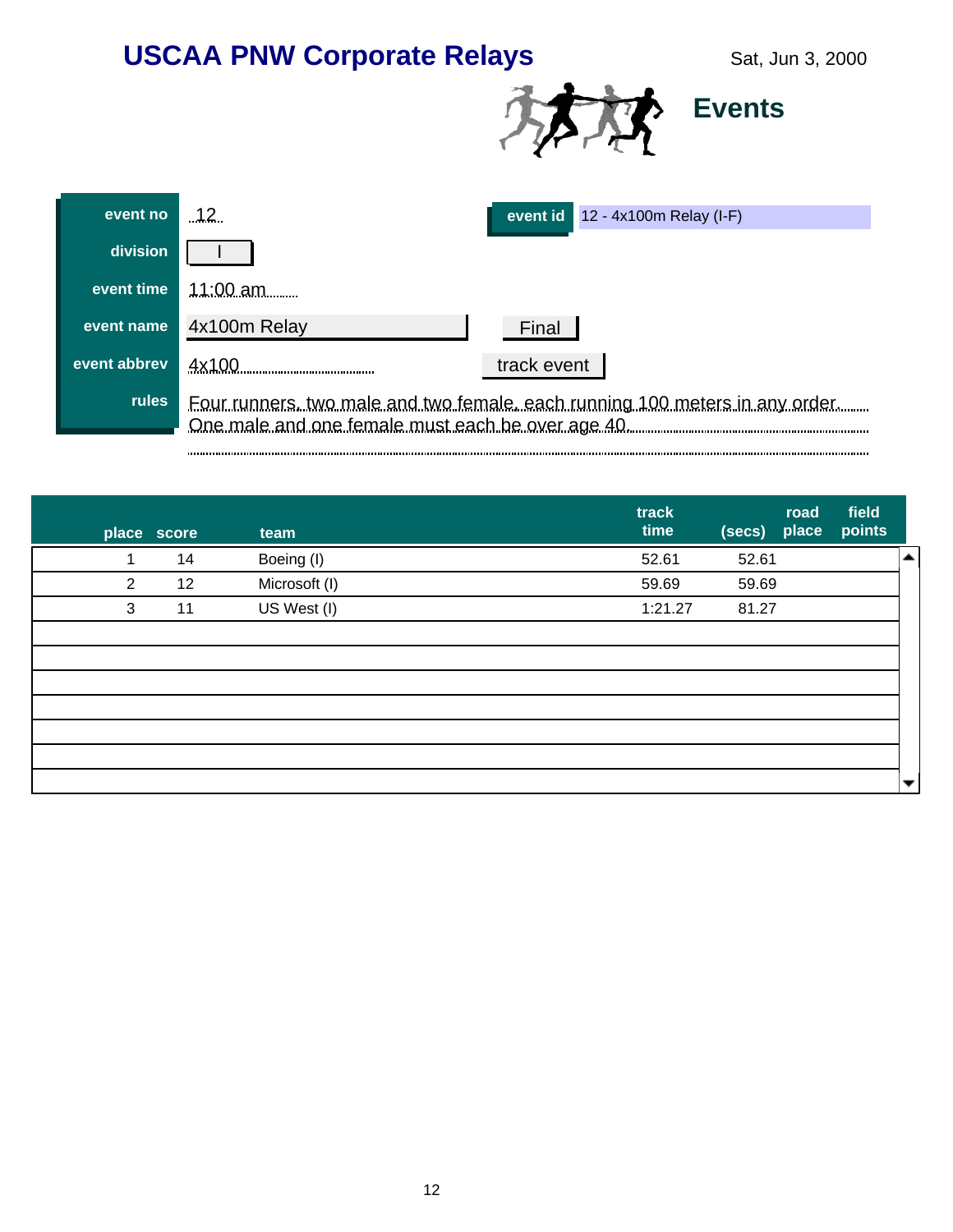# USCAA PNW Corporate Relays

Sat, Jun 3, 2000

## Events

| | |
|---|---|
| **event no** | 12 |
| **event id** | 12 - 4x100m Relay (I-F) |
| **division** | I |
| **event time** | 11:00 am |
| **event name** | 4x100m Relay |
| | Final |
| **event abbrev** | 4x100 |
| | track event |
| **rules** | Four runners, two male and two female, each running 100 meters in any order. One male and one female must each be over age 40. |

| place | score | team | track time | (secs) | road place | field points |
|---|---|---|---|---|---|---|
| 1 | 14 | Boeing (I) | 52.61 | 52.61 | | |
| 2 | 12 | Microsoft (I) | 59.69 | 59.69 | | |
| 3 | 11 | US West (I) | 1:21.27 | 81.27 | | |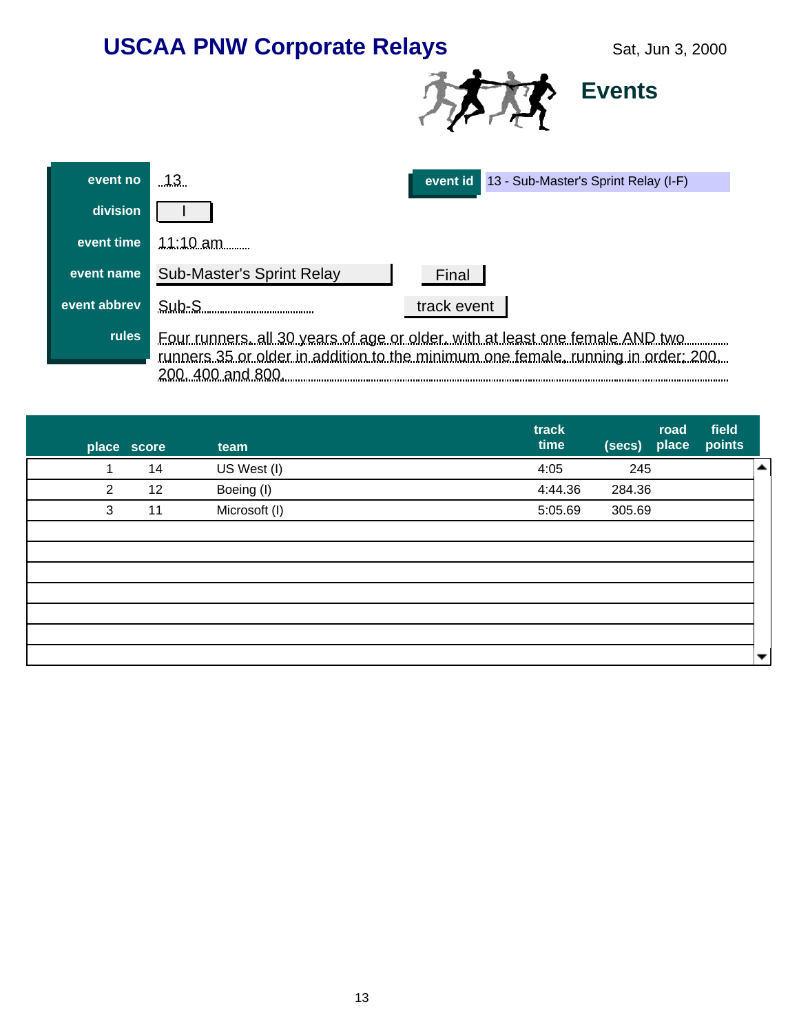# USCAA PNW Corporate Relays

Sat, Jun 3, 2000

## Events

**event no** 13

**event id** 13 - Sub-Master's Sprint Relay (I-F)

**division** I

**event time** 11:10 am

**event name** Sub-Master's Sprint Relay — Final

**event abbrev** Sub-S — track event

**rules** Four runners, all 30 years of age or older, with at least one female AND two runners 35 or older in addition to the minimum one female, running in order: 200, 200, 400 and 800.

| place | score | team | track time | (secs) | road place | field points |
|---|---|---|---|---|---|---|
| 1 | 14 | US West (I) | 4:05 | 245 | | |
| 2 | 12 | Boeing (I) | 4:44.36 | 284.36 | | |
| 3 | 11 | Microsoft (I) | 5:05.69 | 305.69 | | |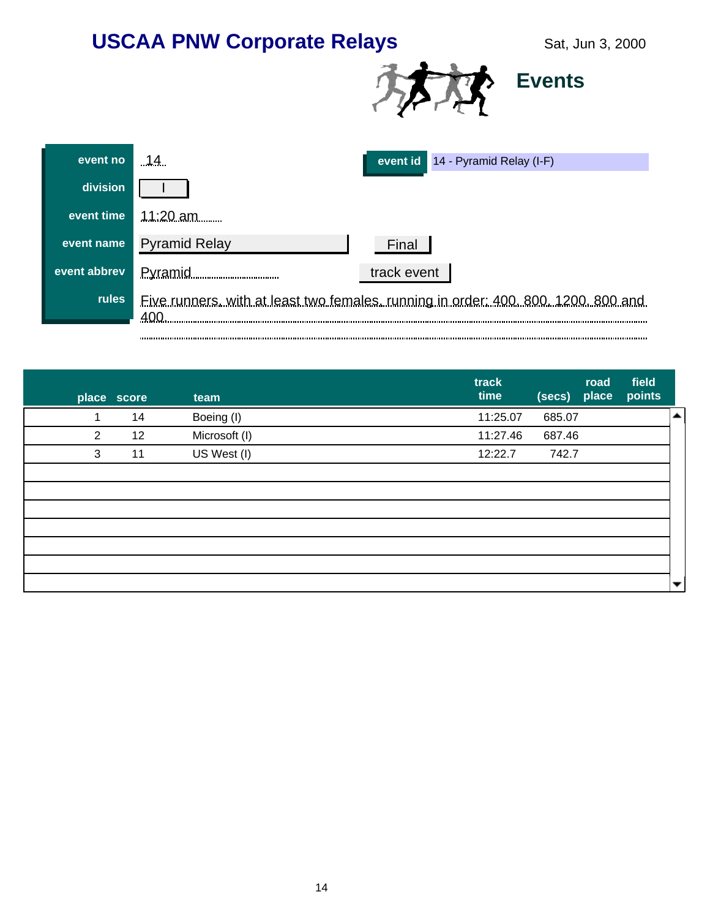# USCAA PNW Corporate Relays

Sat, Jun 3, 2000

## Events

**event no** 14

**event id** 14 - Pyramid Relay (I-F)

**division** I

**event time** 11:20 am

**event name** Pyramid Relay — Final

**event abbrev** Pyramid — track event

**rules** Five runners, with at least two females, running in order: 400, 800, 1200, 800 and 400.

| place | score | team | track time | (secs) | road place | field points |
|---|---|---|---|---|---|---|
| 1 | 14 | Boeing (I) | 11:25.07 | 685.07 | | |
| 2 | 12 | Microsoft (I) | 11:27.46 | 687.46 | | |
| 3 | 11 | US West (I) | 12:22.7 | 742.7 | | |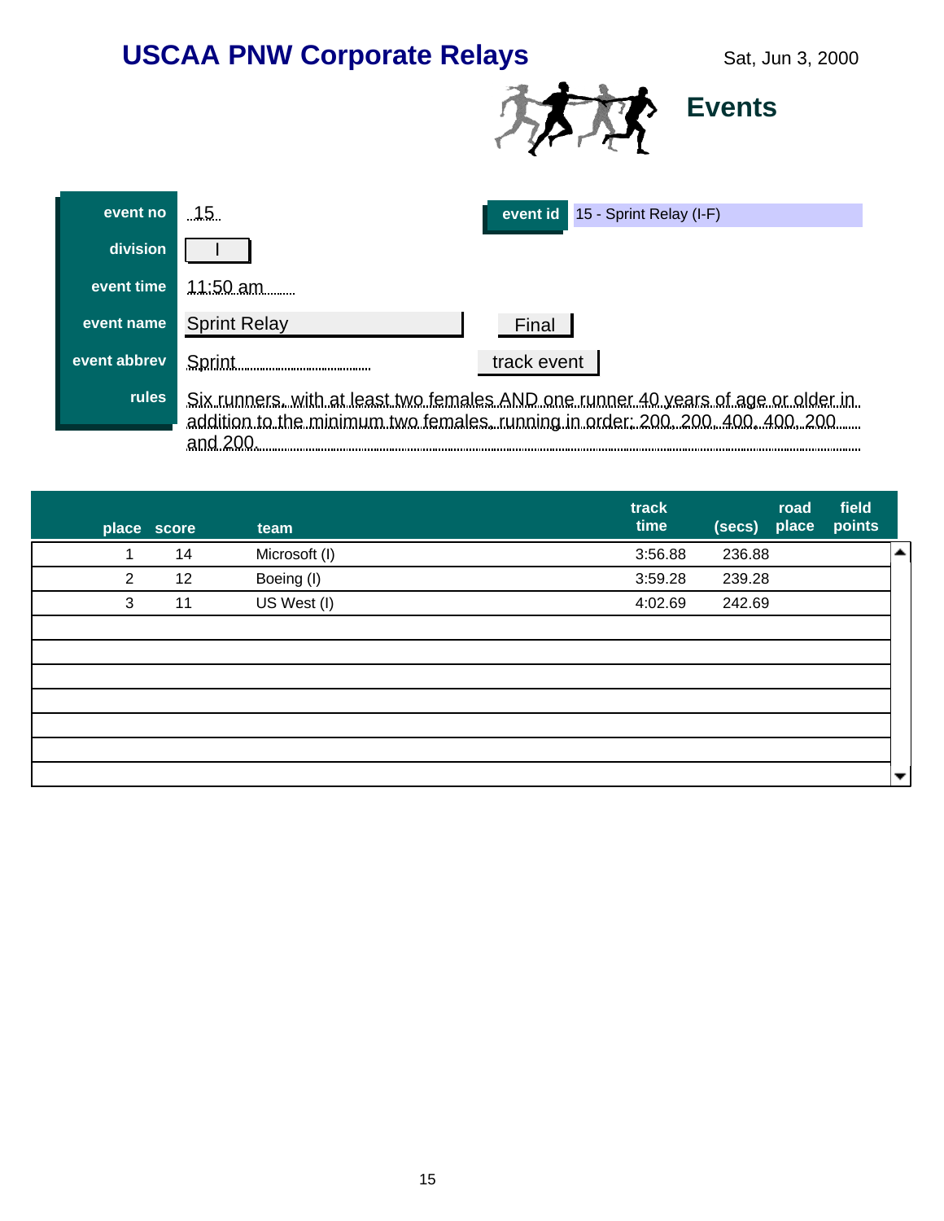# USCAA PNW Corporate Relays

Sat, Jun 3, 2000

## Events

| | |
|---|---|
| **event no** | 15 |
| **division** | I |
| **event time** | 11:50 am |
| **event name** | Sprint Relay |
| **event abbrev** | Sprint |
| **rules** | Six runners, with at least two females AND one runner 40 years of age or older in addition to the minimum two females, running in order: 200, 200, 400, 400, 200 and 200. |

**event id** 15 - Sprint Relay (I-F)

Final

track event

| place | score | team | track time | (secs) | road place | field points |
|---|---|---|---|---|---|---|
| 1 | 14 | Microsoft (I) | 3:56.88 | 236.88 | | |
| 2 | 12 | Boeing (I) | 3:59.28 | 239.28 | | |
| 3 | 11 | US West (I) | 4:02.69 | 242.69 | | |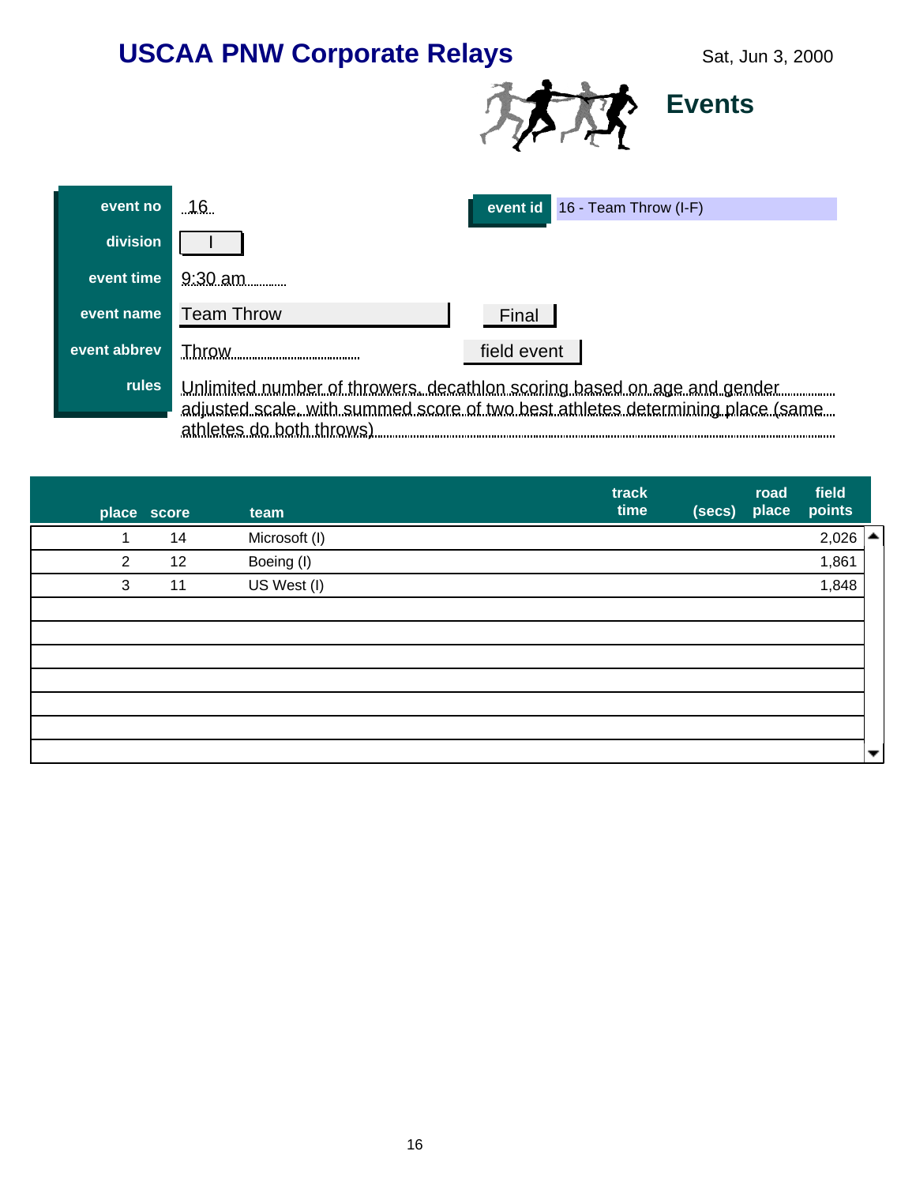# USCAA PNW Corporate Relays

Sat, Jun 3, 2000

## Events

**event no** 16

**event id** 16 - Team Throw (I-F)

**division** I

**event time** 9:30 am

**event name** Team Throw — Final

**event abbrev** Throw — field event

**rules** Unlimited number of throwers, decathlon scoring based on age and gender adjusted scale, with summed score of two best athletes determining place (same athletes do both throws).

| place | score | team | track time | (secs) | road place | field points |
|---|---|---|---|---|---|---|
| 1 | 14 | Microsoft (I) | | | | 2,026 |
| 2 | 12 | Boeing (I) | | | | 1,861 |
| 3 | 11 | US West (I) | | | | 1,848 |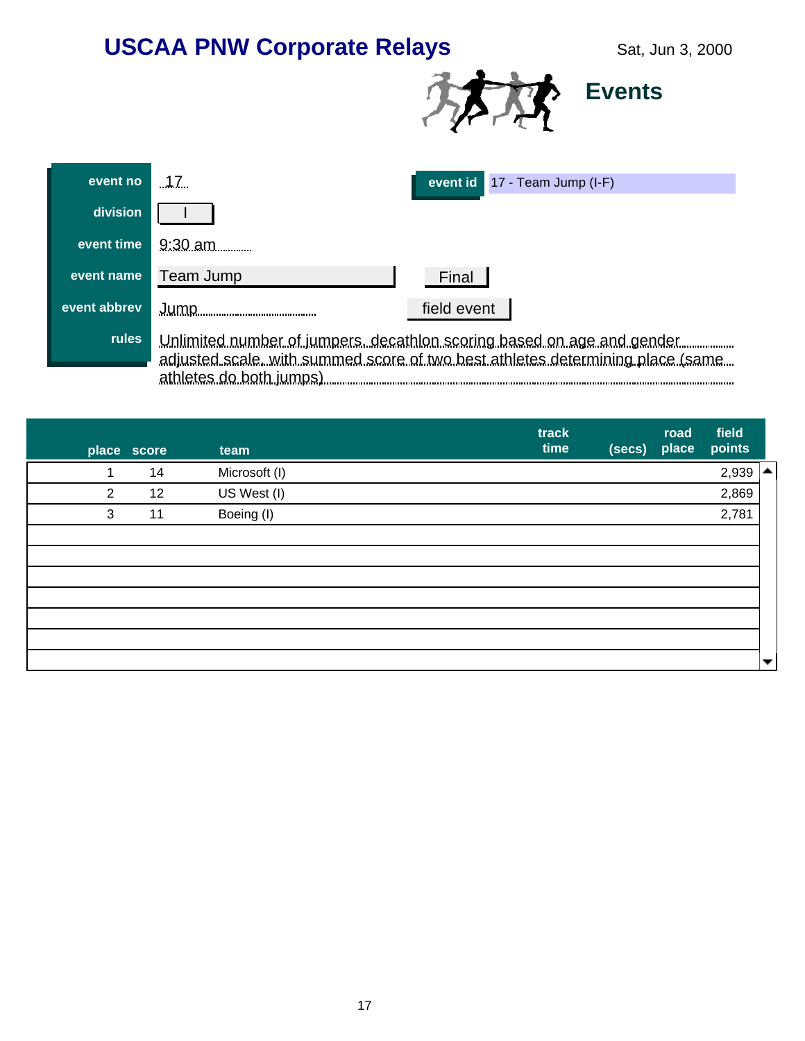# USCAA PNW Corporate Relays

Sat, Jun 3, 2000

## Events

**event no** 17

**event id** 17 - Team Jump (I-F)

**division** I

**event time** 9:30 am

**event name** Team Jump — Final

**event abbrev** Jump — field event

**rules** Unlimited number of jumpers, decathlon scoring based on age and gender adjusted scale, with summed score of two best athletes determining place (same athletes do both jumps)

| place | score | team | track time | (secs) | road place | field points |
|---|---|---|---|---|---|---|
| 1 | 14 | Microsoft (I) | | | | 2,939 |
| 2 | 12 | US West (I) | | | | 2,869 |
| 3 | 11 | Boeing (I) | | | | 2,781 |